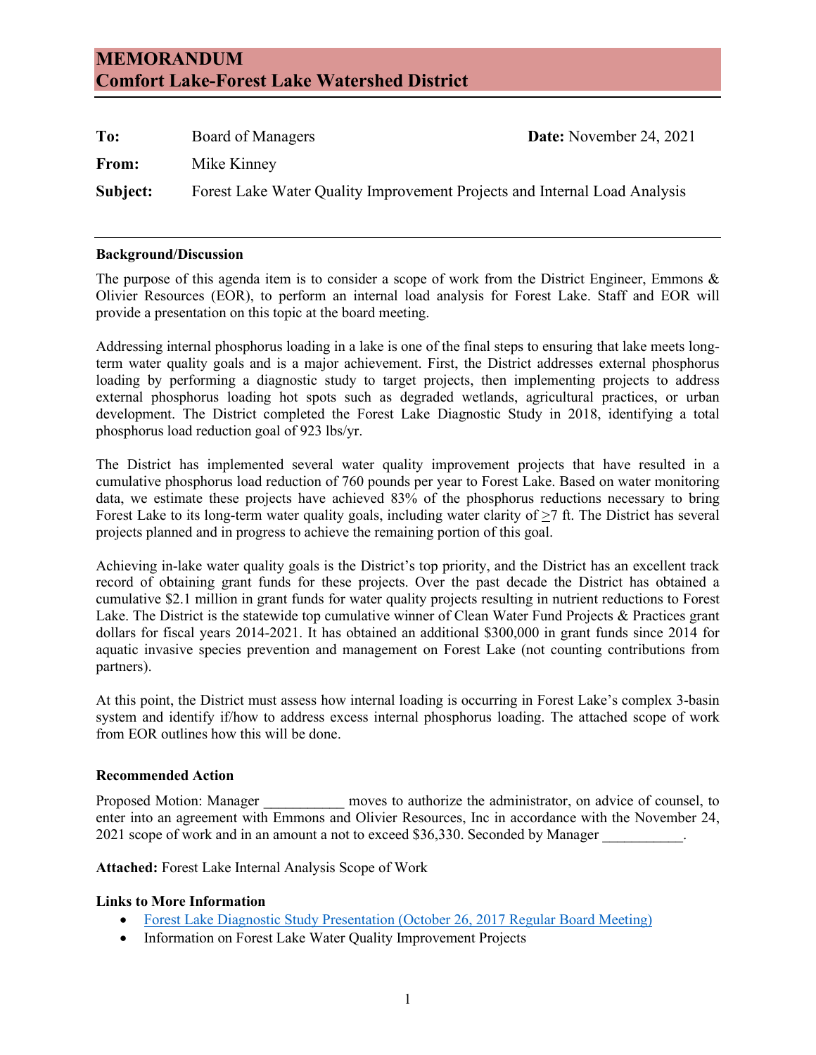# MEMORANDUM
# Comfort Lake-Forest Lake Watershed District

**To:** Board of Managers **Date:** November 24, 2021

**From:** Mike Kinney

**Subject:** Forest Lake Water Quality Improvement Projects and Internal Load Analysis

---

**Background/Discussion**

The purpose of this agenda item is to consider a scope of work from the District Engineer, Emmons & Olivier Resources (EOR), to perform an internal load analysis for Forest Lake. Staff and EOR will provide a presentation on this topic at the board meeting.

Addressing internal phosphorus loading in a lake is one of the final steps to ensuring that lake meets long-term water quality goals and is a major achievement. First, the District addresses external phosphorus loading by performing a diagnostic study to target projects, then implementing projects to address external phosphorus loading hot spots such as degraded wetlands, agricultural practices, or urban development. The District completed the Forest Lake Diagnostic Study in 2018, identifying a total phosphorus load reduction goal of 923 lbs/yr.

The District has implemented several water quality improvement projects that have resulted in a cumulative phosphorus load reduction of 760 pounds per year to Forest Lake. Based on water monitoring data, we estimate these projects have achieved 83% of the phosphorus reductions necessary to bring Forest Lake to its long-term water quality goals, including water clarity of ≥7 ft. The District has several projects planned and in progress to achieve the remaining portion of this goal.

Achieving in-lake water quality goals is the District's top priority, and the District has an excellent track record of obtaining grant funds for these projects. Over the past decade the District has obtained a cumulative $2.1 million in grant funds for water quality projects resulting in nutrient reductions to Forest Lake. The District is the statewide top cumulative winner of Clean Water Fund Projects & Practices grant dollars for fiscal years 2014-2021. It has obtained an additional $300,000 in grant funds since 2014 for aquatic invasive species prevention and management on Forest Lake (not counting contributions from partners).

At this point, the District must assess how internal loading is occurring in Forest Lake's complex 3-basin system and identify if/how to address excess internal phosphorus loading. The attached scope of work from EOR outlines how this will be done.

**Recommended Action**

Proposed Motion: Manager ___________ moves to authorize the administrator, on advice of counsel, to enter into an agreement with Emmons and Olivier Resources, Inc in accordance with the November 24, 2021 scope of work and in an amount a not to exceed $36,330. Seconded by Manager ___________.

**Attached:** Forest Lake Internal Analysis Scope of Work

**Links to More Information**

- Forest Lake Diagnostic Study Presentation (October 26, 2017 Regular Board Meeting)
- Information on Forest Lake Water Quality Improvement Projects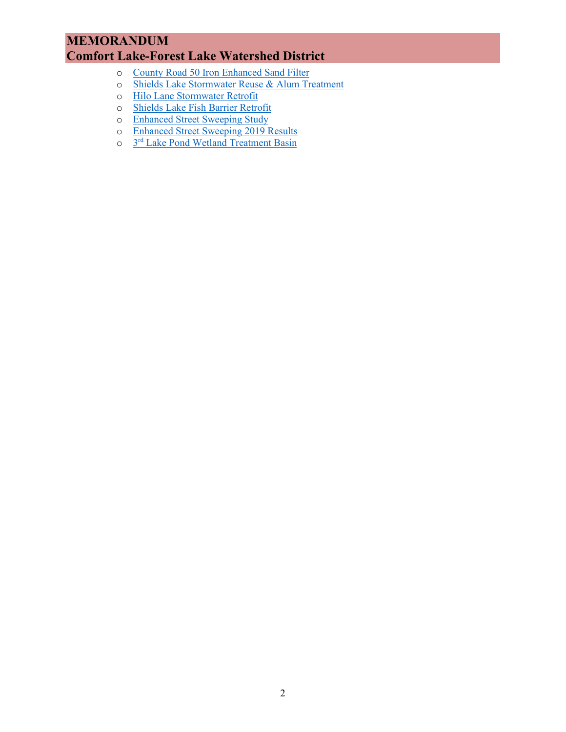- County Road 50 Iron Enhanced Sand Filter
- Shields Lake Stormwater Reuse & Alum Treatment
- Hilo Lane Stormwater Retrofit
- Shields Lake Fish Barrier Retrofit
- Enhanced Street Sweeping Study
- Enhanced Street Sweeping 2019 Results
- 3rd Lake Pond Wetland Treatment Basin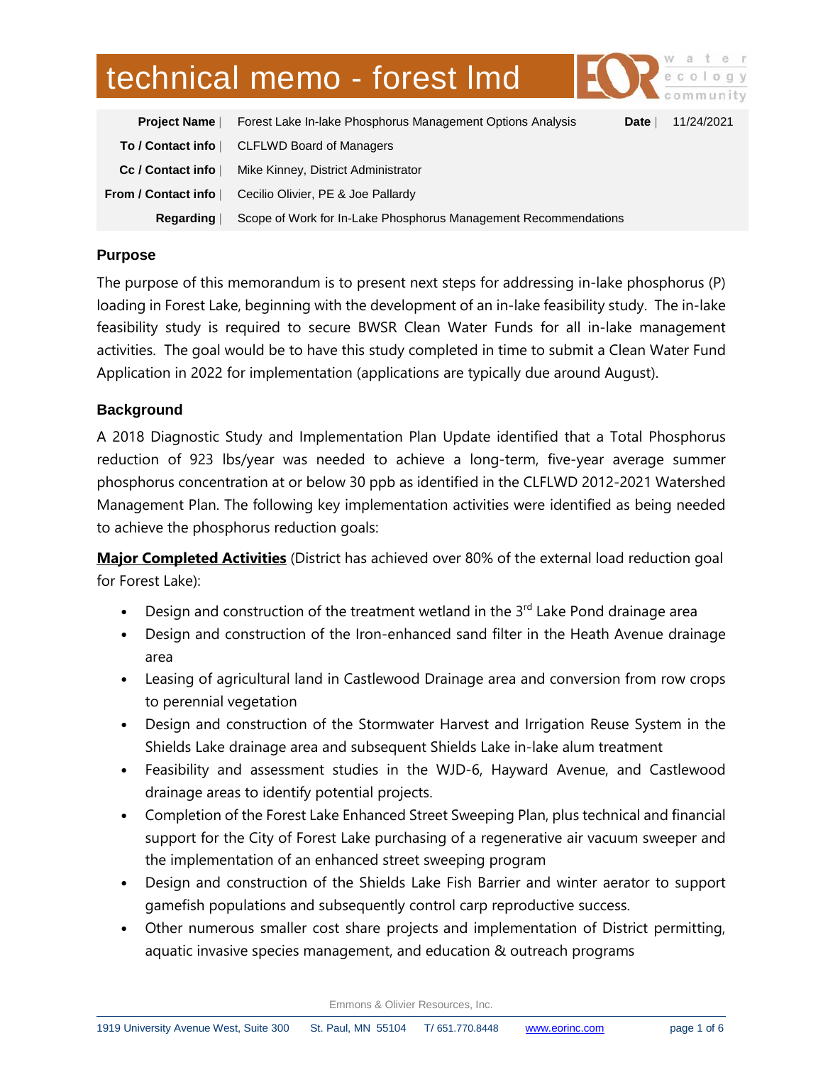# technical memo - forest lmd

| | | | |
|---|---|---|---|
| **Project Name** | Forest Lake In-lake Phosphorus Management Options Analysis | **Date** | 11/24/2021 |
| **To / Contact info** | CLFLWD Board of Managers | | |
| **Cc / Contact info** | Mike Kinney, District Administrator | | |
| **From / Contact info** | Cecilio Olivier, PE & Joe Pallardy | | |
| **Regarding** | Scope of Work for In-Lake Phosphorus Management Recommendations | | |

## Purpose

The purpose of this memorandum is to present next steps for addressing in-lake phosphorus (P) loading in Forest Lake, beginning with the development of an in-lake feasibility study. The in-lake feasibility study is required to secure BWSR Clean Water Funds for all in-lake management activities. The goal would be to have this study completed in time to submit a Clean Water Fund Application in 2022 for implementation (applications are typically due around August).

## Background

A 2018 Diagnostic Study and Implementation Plan Update identified that a Total Phosphorus reduction of 923 lbs/year was needed to achieve a long-term, five-year average summer phosphorus concentration at or below 30 ppb as identified in the CLFLWD 2012-2021 Watershed Management Plan. The following key implementation activities were identified as being needed to achieve the phosphorus reduction goals:

**Major Completed Activities** (District has achieved over 80% of the external load reduction goal for Forest Lake):

- Design and construction of the treatment wetland in the 3rd Lake Pond drainage area
- Design and construction of the Iron-enhanced sand filter in the Heath Avenue drainage area
- Leasing of agricultural land in Castlewood Drainage area and conversion from row crops to perennial vegetation
- Design and construction of the Stormwater Harvest and Irrigation Reuse System in the Shields Lake drainage area and subsequent Shields Lake in-lake alum treatment
- Feasibility and assessment studies in the WJD-6, Hayward Avenue, and Castlewood drainage areas to identify potential projects.
- Completion of the Forest Lake Enhanced Street Sweeping Plan, plus technical and financial support for the City of Forest Lake purchasing of a regenerative air vacuum sweeper and the implementation of an enhanced street sweeping program
- Design and construction of the Shields Lake Fish Barrier and winter aerator to support gamefish populations and subsequently control carp reproductive success.
- Other numerous smaller cost share projects and implementation of District permitting, aquatic invasive species management, and education & outreach programs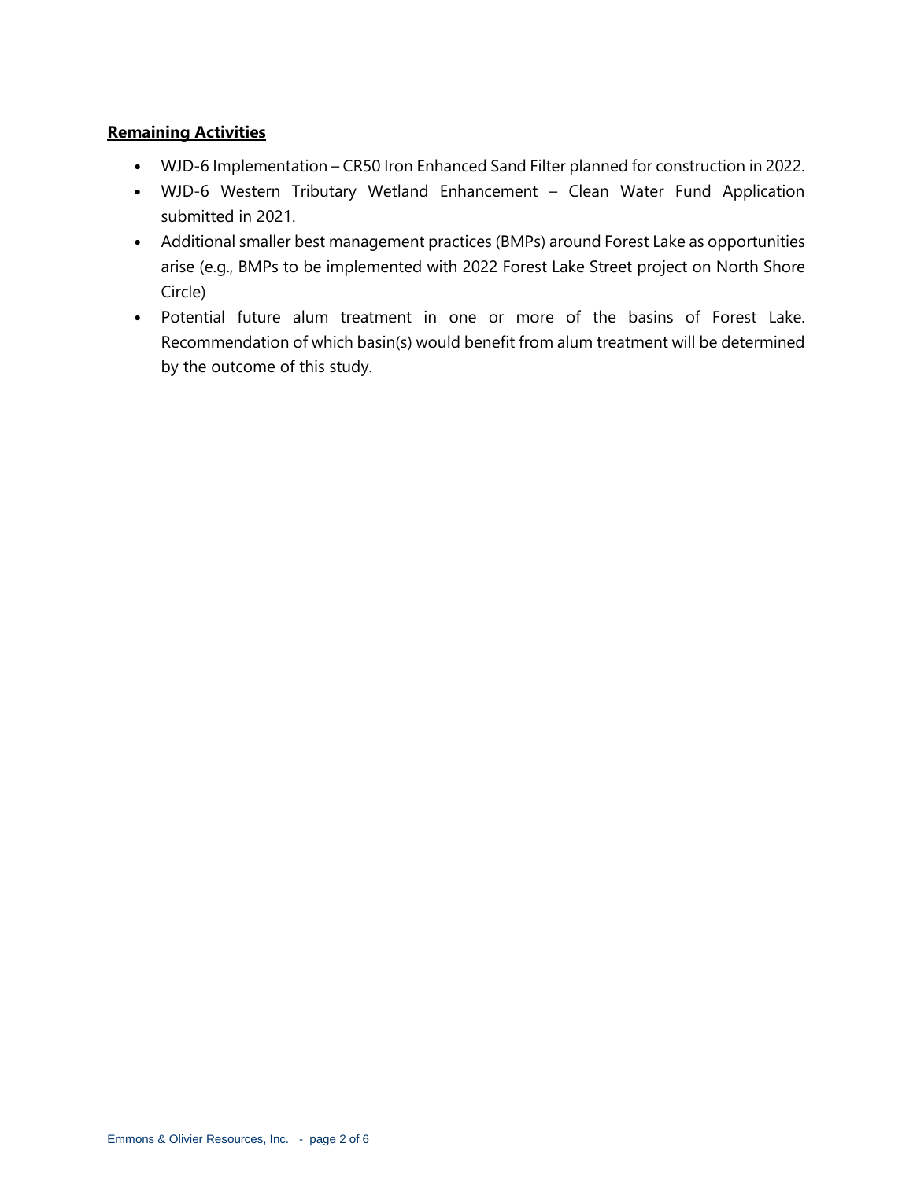**Remaining Activities**

- WJD-6 Implementation – CR50 Iron Enhanced Sand Filter planned for construction in 2022.
- WJD-6 Western Tributary Wetland Enhancement – Clean Water Fund Application submitted in 2021.
- Additional smaller best management practices (BMPs) around Forest Lake as opportunities arise (e.g., BMPs to be implemented with 2022 Forest Lake Street project on North Shore Circle)
- Potential future alum treatment in one or more of the basins of Forest Lake. Recommendation of which basin(s) would benefit from alum treatment will be determined by the outcome of this study.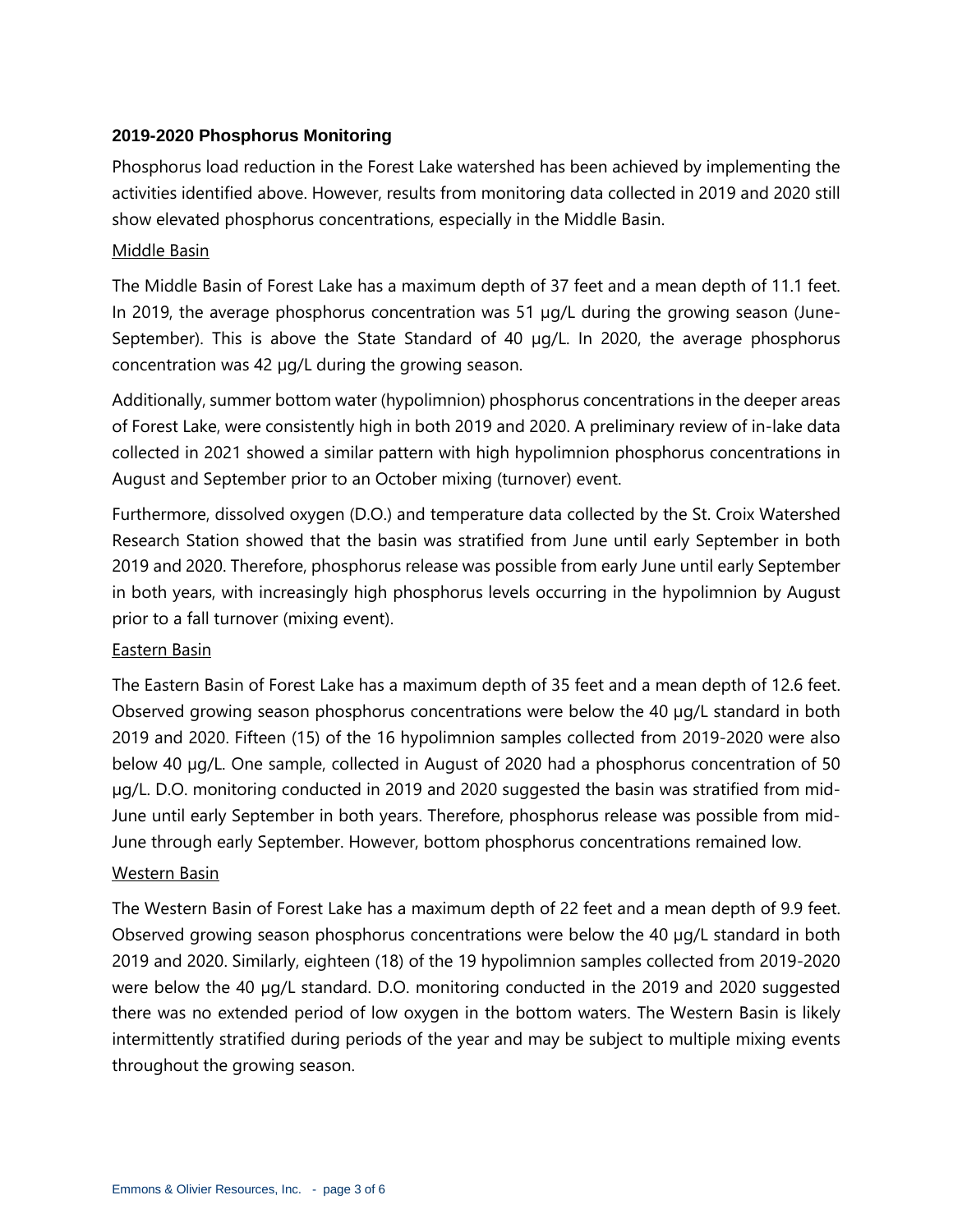### 2019-2020 Phosphorus Monitoring

Phosphorus load reduction in the Forest Lake watershed has been achieved by implementing the activities identified above. However, results from monitoring data collected in 2019 and 2020 still show elevated phosphorus concentrations, especially in the Middle Basin.

Middle Basin

The Middle Basin of Forest Lake has a maximum depth of 37 feet and a mean depth of 11.1 feet. In 2019, the average phosphorus concentration was 51 µg/L during the growing season (June-September). This is above the State Standard of 40 µg/L. In 2020, the average phosphorus concentration was 42 µg/L during the growing season.

Additionally, summer bottom water (hypolimnion) phosphorus concentrations in the deeper areas of Forest Lake, were consistently high in both 2019 and 2020. A preliminary review of in-lake data collected in 2021 showed a similar pattern with high hypolimnion phosphorus concentrations in August and September prior to an October mixing (turnover) event.

Furthermore, dissolved oxygen (D.O.) and temperature data collected by the St. Croix Watershed Research Station showed that the basin was stratified from June until early September in both 2019 and 2020. Therefore, phosphorus release was possible from early June until early September in both years, with increasingly high phosphorus levels occurring in the hypolimnion by August prior to a fall turnover (mixing event).

Eastern Basin

The Eastern Basin of Forest Lake has a maximum depth of 35 feet and a mean depth of 12.6 feet. Observed growing season phosphorus concentrations were below the 40 µg/L standard in both 2019 and 2020. Fifteen (15) of the 16 hypolimnion samples collected from 2019-2020 were also below 40 µg/L. One sample, collected in August of 2020 had a phosphorus concentration of 50 µg/L. D.O. monitoring conducted in 2019 and 2020 suggested the basin was stratified from mid-June until early September in both years. Therefore, phosphorus release was possible from mid-June through early September. However, bottom phosphorus concentrations remained low.

Western Basin

The Western Basin of Forest Lake has a maximum depth of 22 feet and a mean depth of 9.9 feet. Observed growing season phosphorus concentrations were below the 40 µg/L standard in both 2019 and 2020. Similarly, eighteen (18) of the 19 hypolimnion samples collected from 2019-2020 were below the 40 µg/L standard. D.O. monitoring conducted in the 2019 and 2020 suggested there was no extended period of low oxygen in the bottom waters. The Western Basin is likely intermittently stratified during periods of the year and may be subject to multiple mixing events throughout the growing season.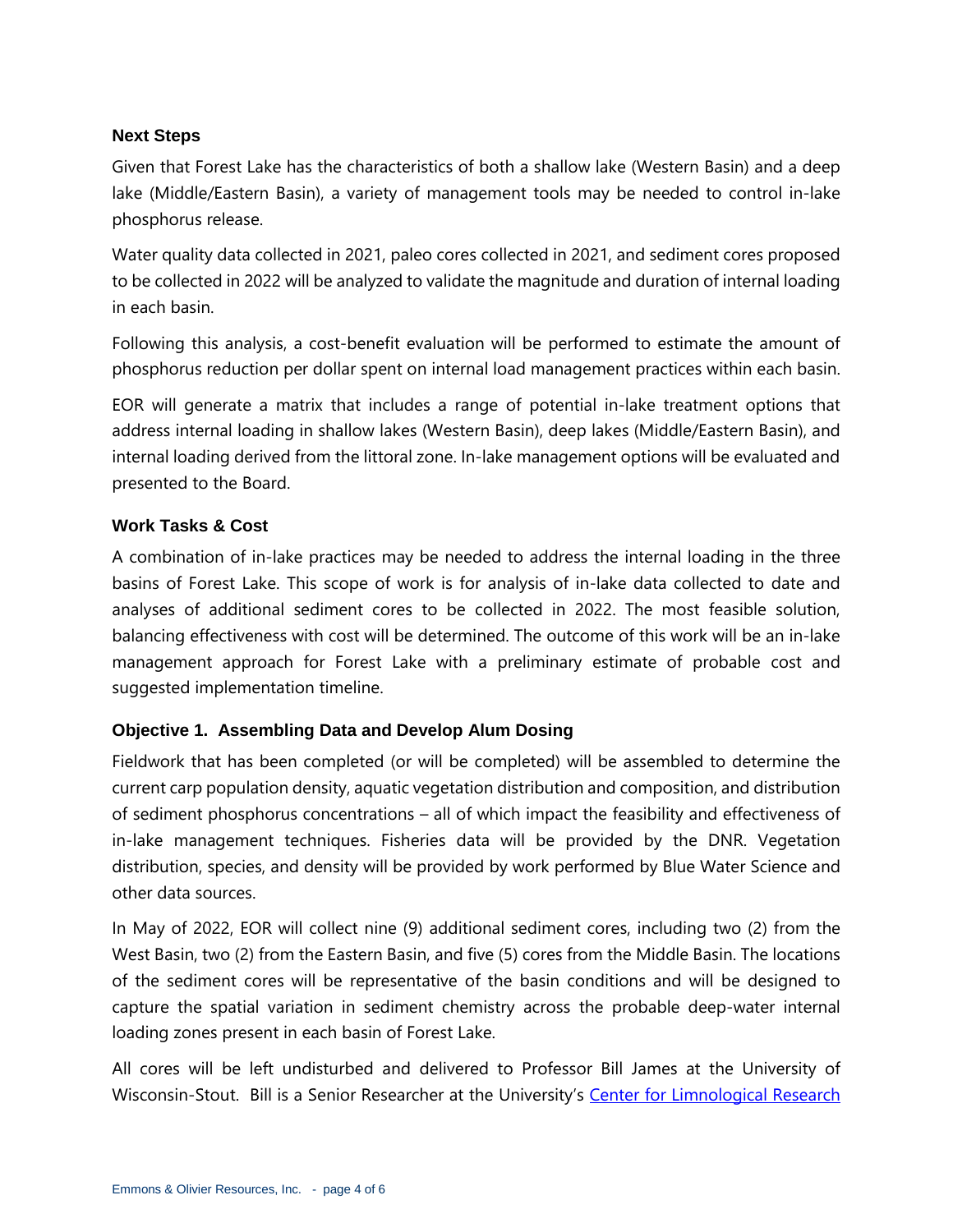### Next Steps

Given that Forest Lake has the characteristics of both a shallow lake (Western Basin) and a deep lake (Middle/Eastern Basin), a variety of management tools may be needed to control in-lake phosphorus release.

Water quality data collected in 2021, paleo cores collected in 2021, and sediment cores proposed to be collected in 2022 will be analyzed to validate the magnitude and duration of internal loading in each basin.

Following this analysis, a cost-benefit evaluation will be performed to estimate the amount of phosphorus reduction per dollar spent on internal load management practices within each basin.

EOR will generate a matrix that includes a range of potential in-lake treatment options that address internal loading in shallow lakes (Western Basin), deep lakes (Middle/Eastern Basin), and internal loading derived from the littoral zone. In-lake management options will be evaluated and presented to the Board.

### Work Tasks & Cost

A combination of in-lake practices may be needed to address the internal loading in the three basins of Forest Lake. This scope of work is for analysis of in-lake data collected to date and analyses of additional sediment cores to be collected in 2022. The most feasible solution, balancing effectiveness with cost will be determined. The outcome of this work will be an in-lake management approach for Forest Lake with a preliminary estimate of probable cost and suggested implementation timeline.

### Objective 1. Assembling Data and Develop Alum Dosing

Fieldwork that has been completed (or will be completed) will be assembled to determine the current carp population density, aquatic vegetation distribution and composition, and distribution of sediment phosphorus concentrations – all of which impact the feasibility and effectiveness of in-lake management techniques. Fisheries data will be provided by the DNR. Vegetation distribution, species, and density will be provided by work performed by Blue Water Science and other data sources.

In May of 2022, EOR will collect nine (9) additional sediment cores, including two (2) from the West Basin, two (2) from the Eastern Basin, and five (5) cores from the Middle Basin. The locations of the sediment cores will be representative of the basin conditions and will be designed to capture the spatial variation in sediment chemistry across the probable deep-water internal loading zones present in each basin of Forest Lake.

All cores will be left undisturbed and delivered to Professor Bill James at the University of Wisconsin-Stout. Bill is a Senior Researcher at the University's Center for Limnological Research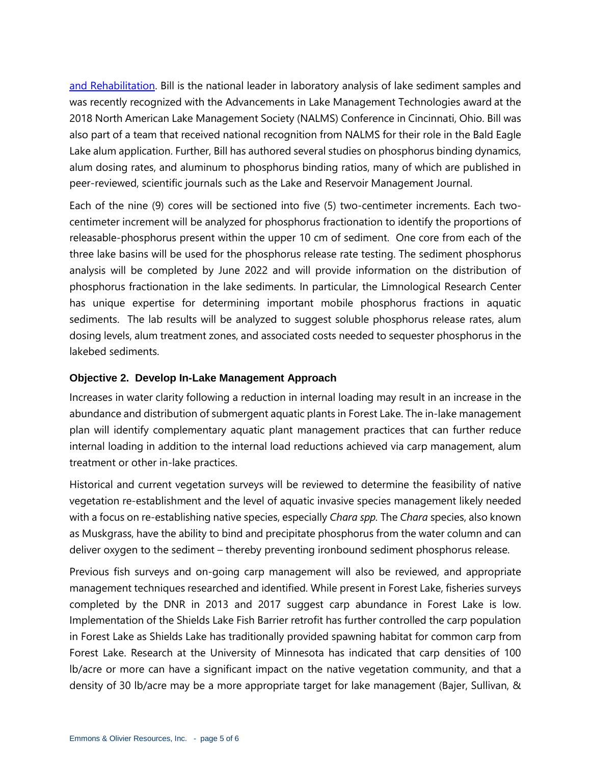[and Rehabilitation](#). Bill is the national leader in laboratory analysis of lake sediment samples and was recently recognized with the Advancements in Lake Management Technologies award at the 2018 North American Lake Management Society (NALMS) Conference in Cincinnati, Ohio. Bill was also part of a team that received national recognition from NALMS for their role in the Bald Eagle Lake alum application. Further, Bill has authored several studies on phosphorus binding dynamics, alum dosing rates, and aluminum to phosphorus binding ratios, many of which are published in peer-reviewed, scientific journals such as the Lake and Reservoir Management Journal.

Each of the nine (9) cores will be sectioned into five (5) two-centimeter increments. Each two-centimeter increment will be analyzed for phosphorus fractionation to identify the proportions of releasable-phosphorus present within the upper 10 cm of sediment. One core from each of the three lake basins will be used for the phosphorus release rate testing. The sediment phosphorus analysis will be completed by June 2022 and will provide information on the distribution of phosphorus fractionation in the lake sediments. In particular, the Limnological Research Center has unique expertise for determining important mobile phosphorus fractions in aquatic sediments. The lab results will be analyzed to suggest soluble phosphorus release rates, alum dosing levels, alum treatment zones, and associated costs needed to sequester phosphorus in the lakebed sediments.

### Objective 2. Develop In-Lake Management Approach

Increases in water clarity following a reduction in internal loading may result in an increase in the abundance and distribution of submergent aquatic plants in Forest Lake. The in-lake management plan will identify complementary aquatic plant management practices that can further reduce internal loading in addition to the internal load reductions achieved via carp management, alum treatment or other in-lake practices.

Historical and current vegetation surveys will be reviewed to determine the feasibility of native vegetation re-establishment and the level of aquatic invasive species management likely needed with a focus on re-establishing native species, especially *Chara spp.* The *Chara* species, also known as Muskgrass, have the ability to bind and precipitate phosphorus from the water column and can deliver oxygen to the sediment – thereby preventing ironbound sediment phosphorus release.

Previous fish surveys and on-going carp management will also be reviewed, and appropriate management techniques researched and identified. While present in Forest Lake, fisheries surveys completed by the DNR in 2013 and 2017 suggest carp abundance in Forest Lake is low. Implementation of the Shields Lake Fish Barrier retrofit has further controlled the carp population in Forest Lake as Shields Lake has traditionally provided spawning habitat for common carp from Forest Lake. Research at the University of Minnesota has indicated that carp densities of 100 lb/acre or more can have a significant impact on the native vegetation community, and that a density of 30 lb/acre may be a more appropriate target for lake management (Bajer, Sullivan, &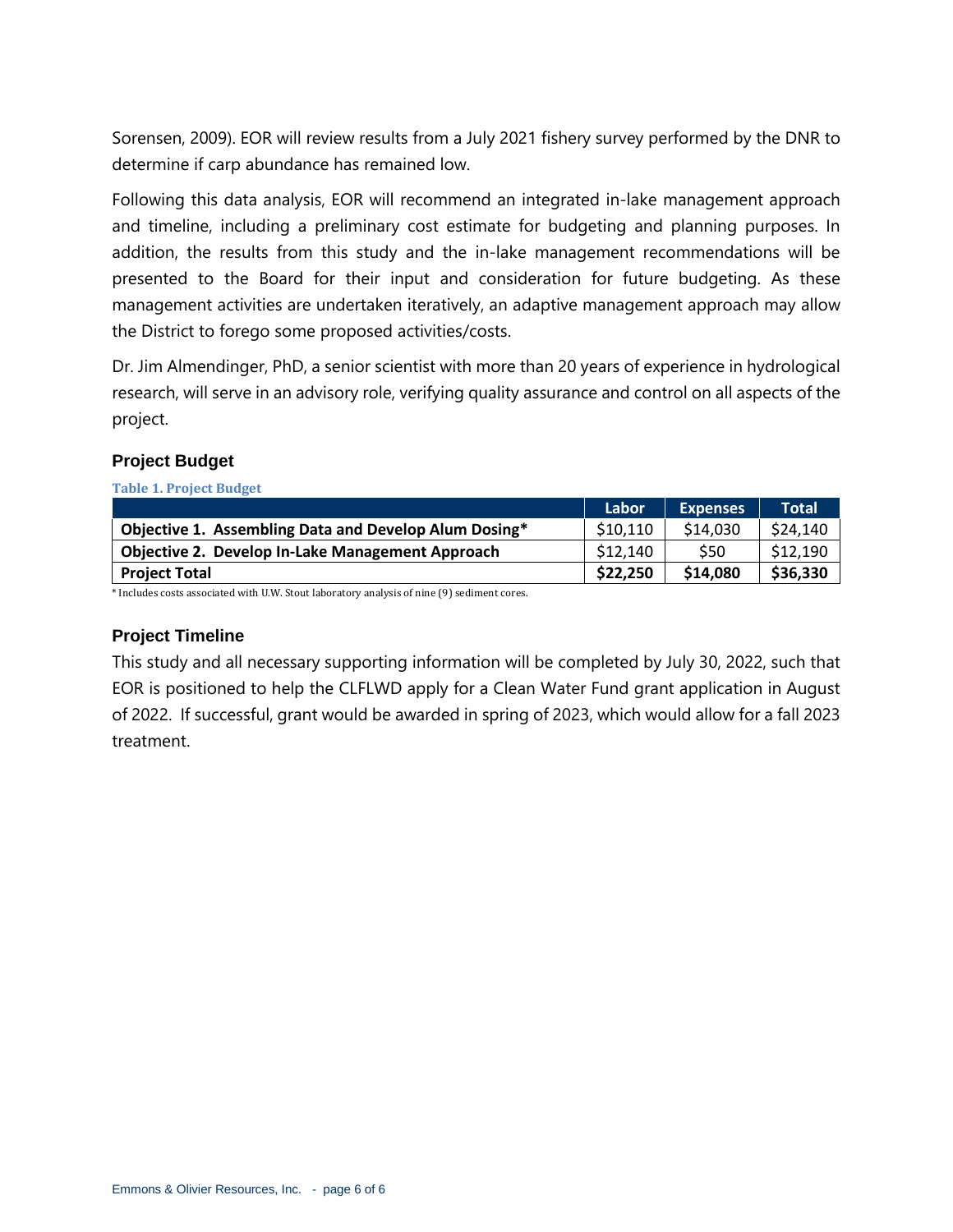Sorensen, 2009). EOR will review results from a July 2021 fishery survey performed by the DNR to determine if carp abundance has remained low.

Following this data analysis, EOR will recommend an integrated in-lake management approach and timeline, including a preliminary cost estimate for budgeting and planning purposes. In addition, the results from this study and the in-lake management recommendations will be presented to the Board for their input and consideration for future budgeting. As these management activities are undertaken iteratively, an adaptive management approach may allow the District to forego some proposed activities/costs.

Dr. Jim Almendinger, PhD, a senior scientist with more than 20 years of experience in hydrological research, will serve in an advisory role, verifying quality assurance and control on all aspects of the project.

## Project Budget

**Table 1. Project Budget**

| | Labor | Expenses | Total |
|---|---|---|---|
| **Objective 1. Assembling Data and Develop Alum Dosing*** | $10,110 | $14,030 | $24,140 |
| **Objective 2. Develop In-Lake Management Approach** | $12,140 | $50 | $12,190 |
| **Project Total** | **$22,250** | **$14,080** | **$36,330** |

\* Includes costs associated with U.W. Stout laboratory analysis of nine (9) sediment cores.

## Project Timeline

This study and all necessary supporting information will be completed by July 30, 2022, such that EOR is positioned to help the CLFLWD apply for a Clean Water Fund grant application in August of 2022. If successful, grant would be awarded in spring of 2023, which would allow for a fall 2023 treatment.